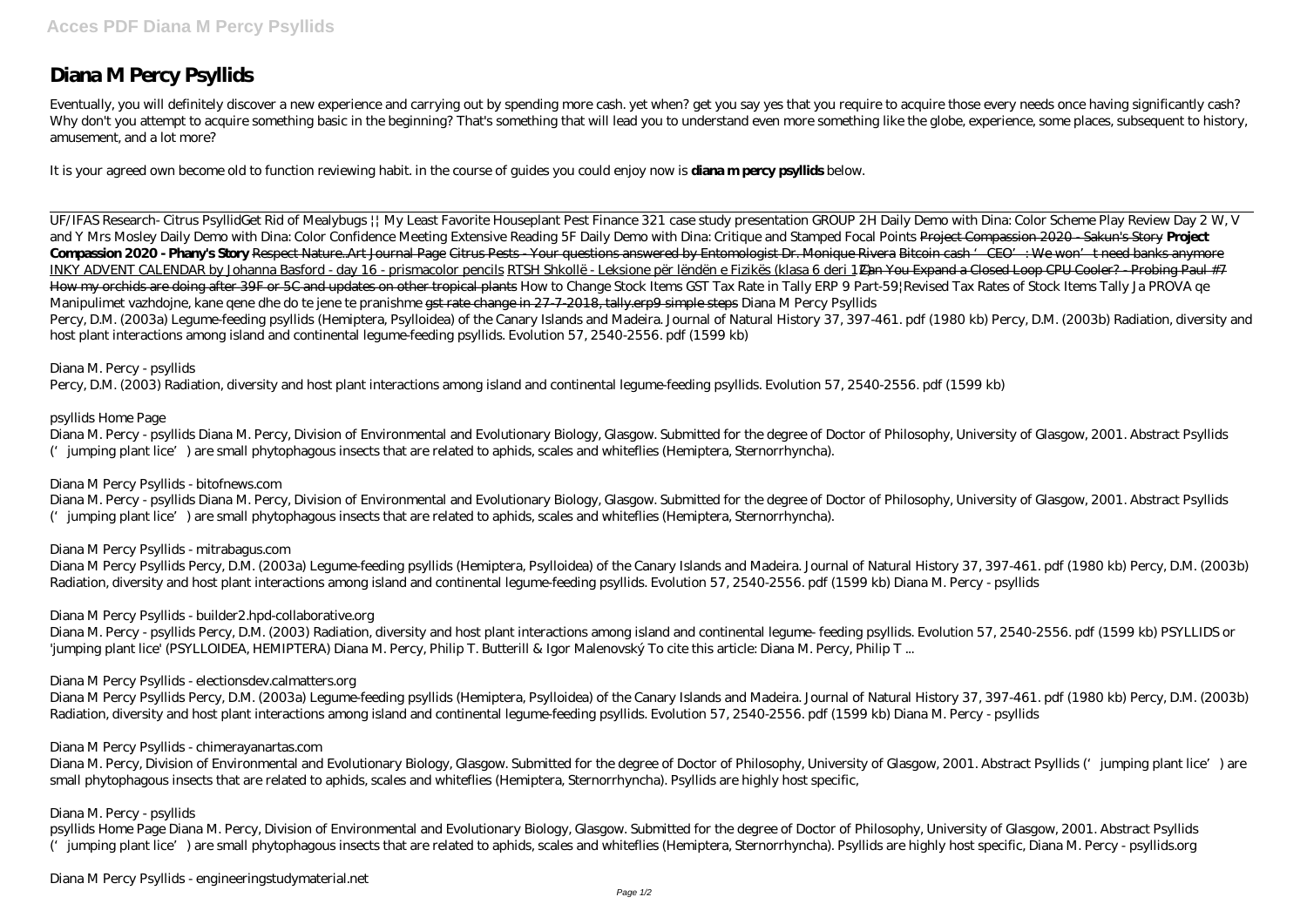# Diana M Percy Psyllids

Eventually, you will definitely discover a new experience and carrying out by spending more cash. yet when? get you say yes that you require to acquire those every needs once having significantly cash? Why don't you attempt to acquire something basic in the beginning? That's something that will lead you to understand even more something like the globe, experience, some places, subsequent to history, amusement, and a lot more?

It is your agreed own become old to function reviewing habit. in the course of guides you could enjoy now is **diana m percy psyllids** below.

UF/IFAS Research- Citrus Psyllid *Get Rid of Mealybugs || My Least Favorite Houseplant Pest* *Finance 321 case study presentation GROUP 2H* *Daily Demo with Dina: Color Scheme Play* *Review Day 2 W, V and Y* *Mrs Mosley* *Daily Demo with Dina: Color Confidence Meeting* *Extensive Reading 5F* *Daily Demo with Dina: Critique and Stamped Focal Points* ~~Project Compassion 2020 - Sakun's Story~~ **Project Compassion 2020 - Phany's Story** ~~Respect Nature..Art Journal Page~~ ~~Citrus Pests - Your questions answered by Entomologist Dr. Monique Rivera~~ ~~Bitcoin cash 'CEO': We won't need banks anymore~~ INKY ADVENT CALENDAR by Johanna Basford - day 16 - prismacolor pencils RTSH Shkollë - Leksione për lëndën e Fizikës (klasa 6 deri 12) ~~Can You Expand a Closed Loop CPU Cooler? - Probing Paul #7~~ ~~How my orchids are doing after 39F or 5C and updates on other tropical plants~~ *How to Change Stock Items GST Tax Rate in Tally ERP 9 Part-59|Revised Tax Rates of Stock Items Tally* *Ja PROVA qe Manipulimet vazhdojne, kane qene dhe do te jene te pranishme* ~~gst rate change in 27-7-2018, tally.erp9 simple steps~~ *Diana M Percy Psyllids*

Percy, D.M. (2003a) Legume-feeding psyllids (Hemiptera, Psylloidea) of the Canary Islands and Madeira. Journal of Natural History 37, 397-461. pdf (1980 kb) Percy, D.M. (2003b) Radiation, diversity and host plant interactions among island and continental legume-feeding psyllids. Evolution 57, 2540-2556. pdf (1599 kb)

*Diana M. Percy - psyllids*

Percy, D.M. (2003) Radiation, diversity and host plant interactions among island and continental legume-feeding psyllids. Evolution 57, 2540-2556. pdf (1599 kb)

*psyllids Home Page*

Diana M. Percy - psyllids Diana M. Percy, Division of Environmental and Evolutionary Biology, Glasgow. Submitted for the degree of Doctor of Philosophy, University of Glasgow, 2001. Abstract Psyllids ('jumping plant lice') are small phytophagous insects that are related to aphids, scales and whiteflies (Hemiptera, Sternorrhyncha).

*Diana M Percy Psyllids - bitofnews.com*

Diana M. Percy - psyllids Diana M. Percy, Division of Environmental and Evolutionary Biology, Glasgow. Submitted for the degree of Doctor of Philosophy, University of Glasgow, 2001. Abstract Psyllids ('jumping plant lice') are small phytophagous insects that are related to aphids, scales and whiteflies (Hemiptera, Sternorrhyncha).

*Diana M Percy Psyllids - mitrabagus.com*

Diana M Percy Psyllids Percy, D.M. (2003a) Legume-feeding psyllids (Hemiptera, Psylloidea) of the Canary Islands and Madeira. Journal of Natural History 37, 397-461. pdf (1980 kb) Percy, D.M. (2003b) Radiation, diversity and host plant interactions among island and continental legume-feeding psyllids. Evolution 57, 2540-2556. pdf (1599 kb) Diana M. Percy - psyllids

*Diana M Percy Psyllids - builder2.hpd-collaborative.org*

Diana M. Percy - psyllids Percy, D.M. (2003) Radiation, diversity and host plant interactions among island and continental legume- feeding psyllids. Evolution 57, 2540-2556. pdf (1599 kb) PSYLLIDS or 'jumping plant lice' (PSYLLOIDEA, HEMIPTERA) Diana M. Percy, Philip T. Butterill & Igor Malenovský To cite this article: Diana M. Percy, Philip T ...

*Diana M Percy Psyllids - electionsdev.calmatters.org*

Diana M Percy Psyllids Percy, D.M. (2003a) Legume-feeding psyllids (Hemiptera, Psylloidea) of the Canary Islands and Madeira. Journal of Natural History 37, 397-461. pdf (1980 kb) Percy, D.M. (2003b) Radiation, diversity and host plant interactions among island and continental legume-feeding psyllids. Evolution 57, 2540-2556. pdf (1599 kb) Diana M. Percy - psyllids

*Diana M Percy Psyllids - chimerayanartas.com*

Diana M. Percy, Division of Environmental and Evolutionary Biology, Glasgow. Submitted for the degree of Doctor of Philosophy, University of Glasgow, 2001. Abstract Psyllids ('jumping plant lice') are small phytophagous insects that are related to aphids, scales and whiteflies (Hemiptera, Sternorrhyncha). Psyllids are highly host specific,

*Diana M. Percy - psyllids*

psyllids Home Page Diana M. Percy, Division of Environmental and Evolutionary Biology, Glasgow. Submitted for the degree of Doctor of Philosophy, University of Glasgow, 2001. Abstract Psyllids ('jumping plant lice') are small phytophagous insects that are related to aphids, scales and whiteflies (Hemiptera, Sternorrhyncha). Psyllids are highly host specific, Diana M. Percy - psyllids.org

*Diana M Percy Psyllids - engineeringstudymaterial.net*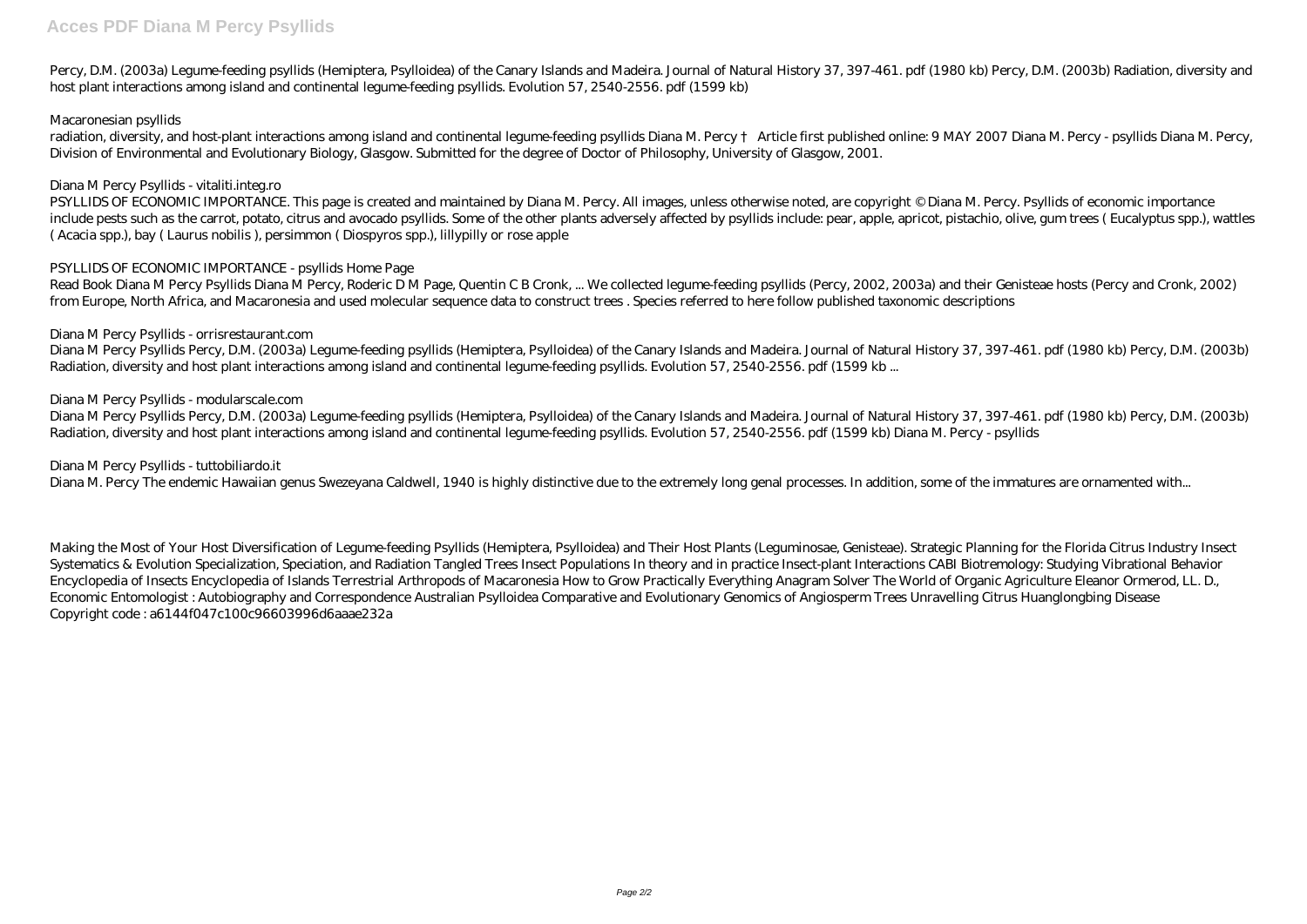Percy, D.M. (2003a) Legume-feeding psyllids (Hemiptera, Psylloidea) of the Canary Islands and Madeira. Journal of Natural History 37, 397-461. pdf (1980 kb) Percy, D.M. (2003b) Radiation, diversity and host plant interactions among island and continental legume-feeding psyllids. Evolution 57, 2540-2556. pdf (1599 kb)

Macaronesian psyllids

radiation, diversity, and host-plant interactions among island and continental legume-feeding psyllids Diana M. Percy † Article first published online: 9 MAY 2007 Diana M. Percy - psyllids Diana M. Percy, Division of Environmental and Evolutionary Biology, Glasgow. Submitted for the degree of Doctor of Philosophy, University of Glasgow, 2001.

Diana M Percy Psyllids - vitaliti.integ.ro

PSYLLIDS OF ECONOMIC IMPORTANCE. This page is created and maintained by Diana M. Percy. All images, unless otherwise noted, are copyright © Diana M. Percy. Psyllids of economic importance include pests such as the carrot, potato, citrus and avocado psyllids. Some of the other plants adversely affected by psyllids include: pear, apple, apricot, pistachio, olive, gum trees ( Eucalyptus spp.), wattles ( Acacia spp.), bay ( Laurus nobilis ), persimmon ( Diospyros spp.), lillypilly or rose apple

PSYLLIDS OF ECONOMIC IMPORTANCE - psyllids Home Page

Read Book Diana M Percy Psyllids Diana M Percy, Roderic D M Page, Quentin C B Cronk, ... We collected legume-feeding psyllids (Percy, 2002, 2003a) and their Genisteae hosts (Percy and Cronk, 2002) from Europe, North Africa, and Macaronesia and used molecular sequence data to construct trees . Species referred to here follow published taxonomic descriptions

Diana M Percy Psyllids - orrisrestaurant.com

Diana M Percy Psyllids Percy, D.M. (2003a) Legume-feeding psyllids (Hemiptera, Psylloidea) of the Canary Islands and Madeira. Journal of Natural History 37, 397-461. pdf (1980 kb) Percy, D.M. (2003b) Radiation, diversity and host plant interactions among island and continental legume-feeding psyllids. Evolution 57, 2540-2556. pdf (1599 kb ...

Diana M Percy Psyllids - modularscale.com

Diana M Percy Psyllids Percy, D.M. (2003a) Legume-feeding psyllids (Hemiptera, Psylloidea) of the Canary Islands and Madeira. Journal of Natural History 37, 397-461. pdf (1980 kb) Percy, D.M. (2003b) Radiation, diversity and host plant interactions among island and continental legume-feeding psyllids. Evolution 57, 2540-2556. pdf (1599 kb) Diana M. Percy - psyllids

Diana M Percy Psyllids - tuttobiliardo.it

Diana M. Percy The endemic Hawaiian genus Swezeyana Caldwell, 1940 is highly distinctive due to the extremely long genal processes. In addition, some of the immatures are ornamented with...

Making the Most of Your Host Diversification of Legume-feeding Psyllids (Hemiptera, Psylloidea) and Their Host Plants (Leguminosae, Genisteae). Strategic Planning for the Florida Citrus Industry Insect Systematics & Evolution Specialization, Speciation, and Radiation Tangled Trees Insect Populations In theory and in practice Insect-plant Interactions CABI Biotremology: Studying Vibrational Behavior Encyclopedia of Insects Encyclopedia of Islands Terrestrial Arthropods of Macaronesia How to Grow Practically Everything Anagram Solver The World of Organic Agriculture Eleanor Ormerod, LL. D., Economic Entomologist : Autobiography and Correspondence Australian Psylloidea Comparative and Evolutionary Genomics of Angiosperm Trees Unravelling Citrus Huanglongbing Disease
Copyright code : a6144f047c100c96603996d6aaae232a